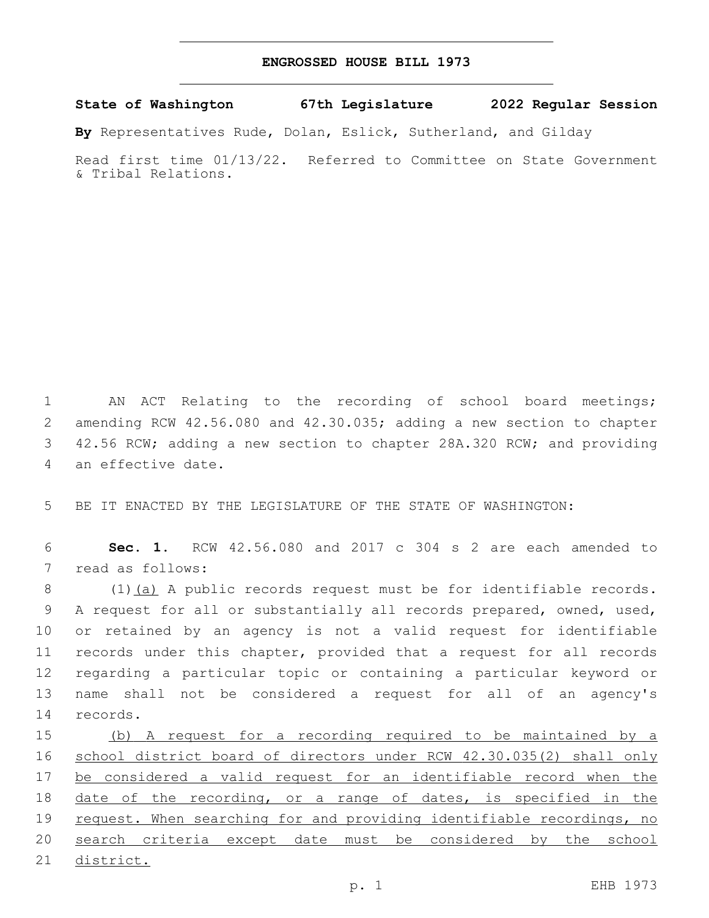# ENGROSSED HOUSE BILL 1973

**State of Washington 67th Legislature 2022 Regular Session**

**By** Representatives Rude, Dolan, Eslick, Sutherland, and Gilday

Read first time 01/13/22. Referred to Committee on State Government & Tribal Relations.

AN ACT Relating to the recording of school board meetings; amending RCW 42.56.080 and 42.30.035; adding a new section to chapter 42.56 RCW; adding a new section to chapter 28A.320 RCW; and providing an effective date.

BE IT ENACTED BY THE LEGISLATURE OF THE STATE OF WASHINGTON:

**Sec. 1.** RCW 42.56.080 and 2017 c 304 s 2 are each amended to read as follows:

(1)(a) A public records request must be for identifiable records. A request for all or substantially all records prepared, owned, used, or retained by an agency is not a valid request for identifiable records under this chapter, provided that a request for all records regarding a particular topic or containing a particular keyword or name shall not be considered a request for all of an agency's records.

(b) A request for a recording required to be maintained by a school district board of directors under RCW 42.30.035(2) shall only be considered a valid request for an identifiable record when the date of the recording, or a range of dates, is specified in the request. When searching for and providing identifiable recordings, no search criteria except date must be considered by the school district.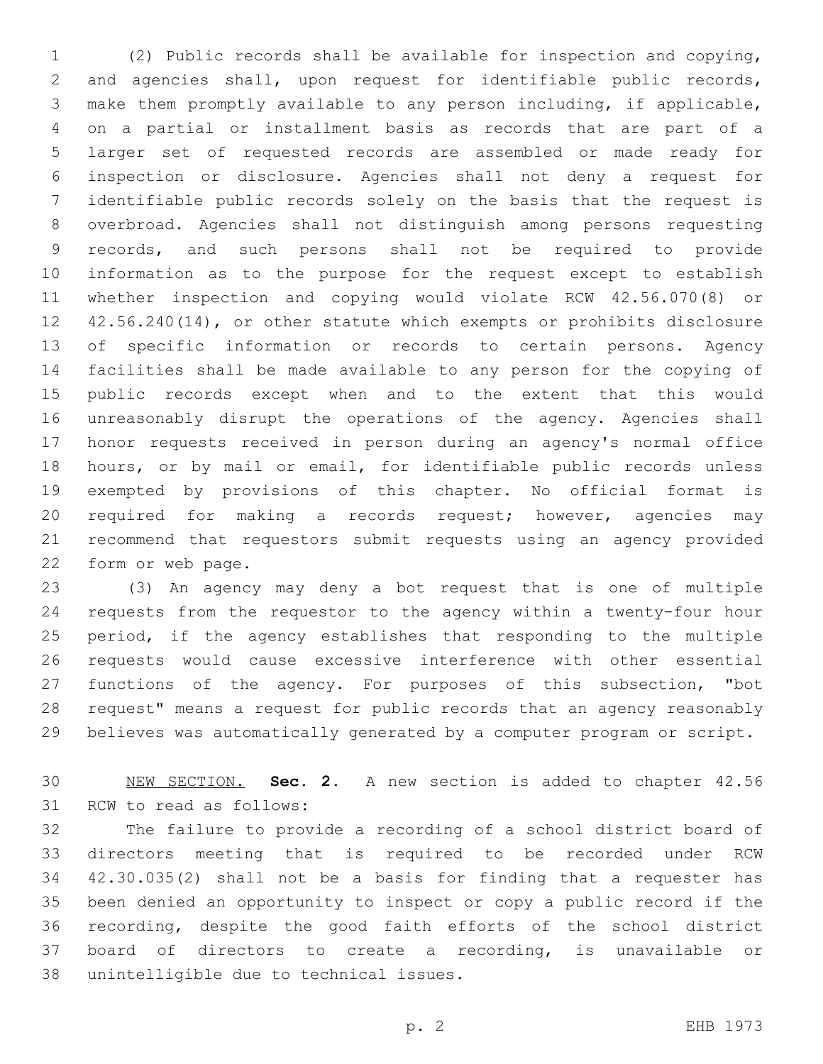(2) Public records shall be available for inspection and copying, and agencies shall, upon request for identifiable public records, make them promptly available to any person including, if applicable, on a partial or installment basis as records that are part of a larger set of requested records are assembled or made ready for inspection or disclosure. Agencies shall not deny a request for identifiable public records solely on the basis that the request is overbroad. Agencies shall not distinguish among persons requesting records, and such persons shall not be required to provide information as to the purpose for the request except to establish whether inspection and copying would violate RCW 42.56.070(8) or 42.56.240(14), or other statute which exempts or prohibits disclosure of specific information or records to certain persons. Agency facilities shall be made available to any person for the copying of public records except when and to the extent that this would unreasonably disrupt the operations of the agency. Agencies shall honor requests received in person during an agency's normal office hours, or by mail or email, for identifiable public records unless exempted by provisions of this chapter. No official format is required for making a records request; however, agencies may recommend that requestors submit requests using an agency provided form or web page.

(3) An agency may deny a bot request that is one of multiple requests from the requestor to the agency within a twenty-four hour period, if the agency establishes that responding to the multiple requests would cause excessive interference with other essential functions of the agency. For purposes of this subsection, "bot request" means a request for public records that an agency reasonably believes was automatically generated by a computer program or script.

NEW SECTION. **Sec. 2.** A new section is added to chapter 42.56 RCW to read as follows:

The failure to provide a recording of a school district board of directors meeting that is required to be recorded under RCW 42.30.035(2) shall not be a basis for finding that a requester has been denied an opportunity to inspect or copy a public record if the recording, despite the good faith efforts of the school district board of directors to create a recording, is unavailable or unintelligible due to technical issues.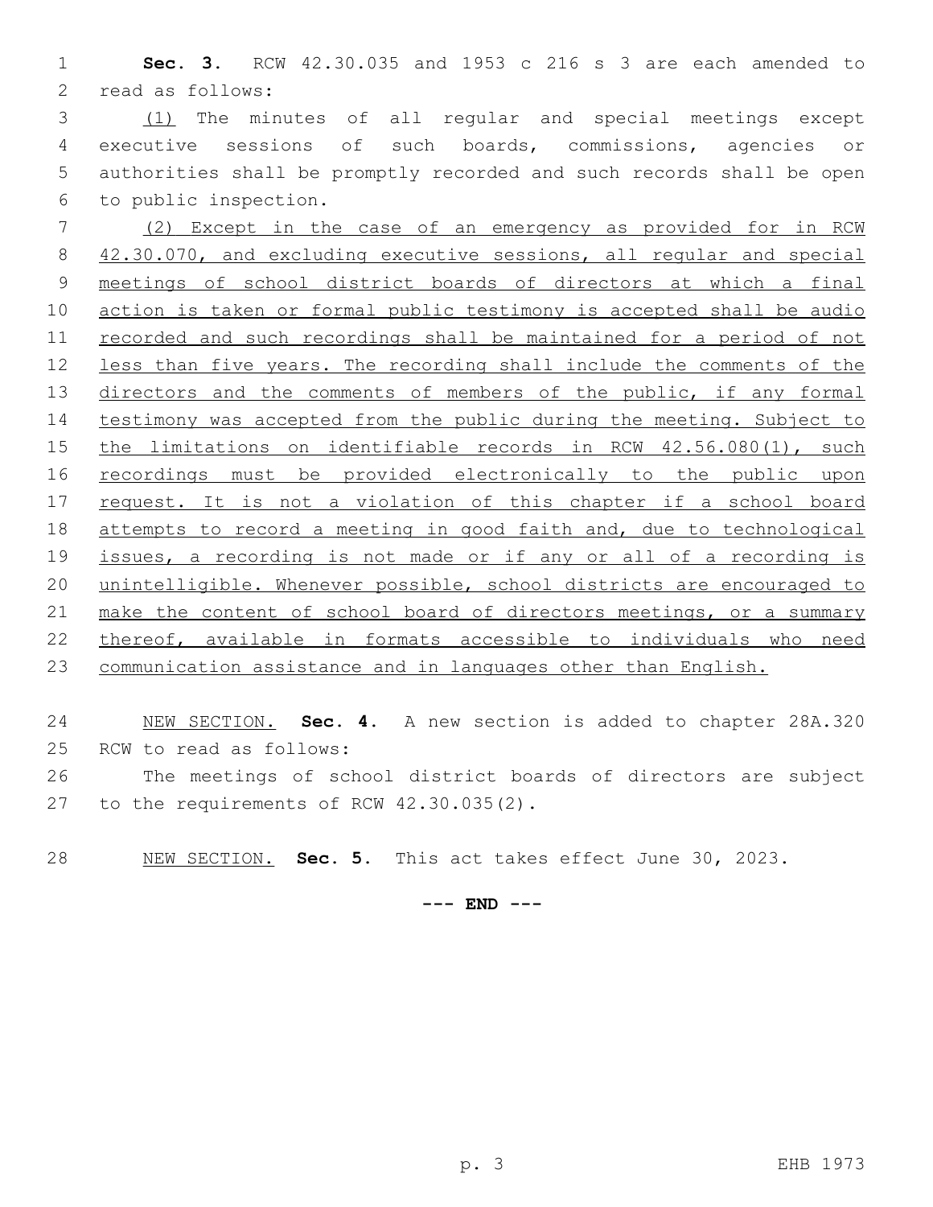**Sec. 3.** RCW 42.30.035 and 1953 c 216 s 3 are each amended to read as follows:

(1) The minutes of all regular and special meetings except executive sessions of such boards, commissions, agencies or authorities shall be promptly recorded and such records shall be open to public inspection.

(2) Except in the case of an emergency as provided for in RCW 42.30.070, and excluding executive sessions, all regular and special meetings of school district boards of directors at which a final action is taken or formal public testimony is accepted shall be audio recorded and such recordings shall be maintained for a period of not less than five years. The recording shall include the comments of the directors and the comments of members of the public, if any formal testimony was accepted from the public during the meeting. Subject to the limitations on identifiable records in RCW 42.56.080(1), such recordings must be provided electronically to the public upon request. It is not a violation of this chapter if a school board attempts to record a meeting in good faith and, due to technological issues, a recording is not made or if any or all of a recording is unintelligible. Whenever possible, school districts are encouraged to make the content of school board of directors meetings, or a summary thereof, available in formats accessible to individuals who need communication assistance and in languages other than English.

NEW SECTION. **Sec. 4.** A new section is added to chapter 28A.320 RCW to read as follows:

The meetings of school district boards of directors are subject to the requirements of RCW 42.30.035(2).

NEW SECTION. **Sec. 5.** This act takes effect June 30, 2023.

**--- END ---**